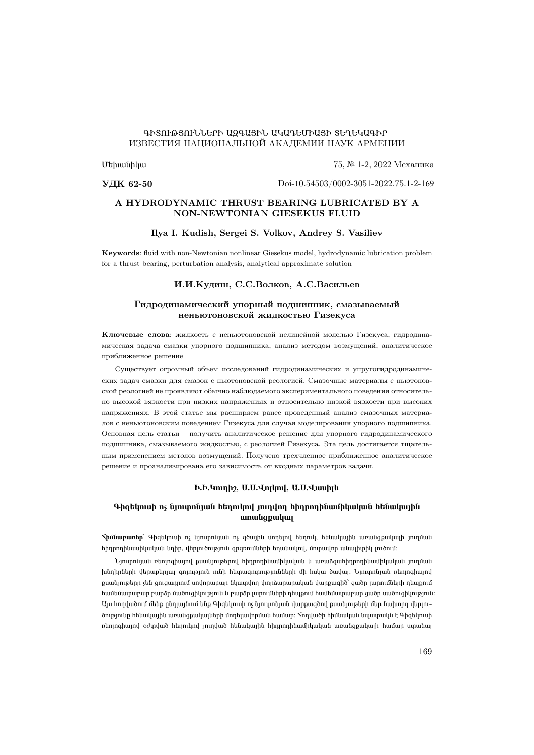ԳԻՏՈՒԹՅՈՒՆՆԵՐԻ ԱԶԳԱՅԻՆ ԱԿԱԴԵՄԻԱՅԻ ՏԵՂԵԿԱԳԻՐ
ИЗВЕСТИЯ НАЦИОНАЛЬНОЙ АКАДЕМИИ НАУК АРМЕНИИ

Մեխանիկա 75, № 1-2, 2022 Механика

**УДК 62-50** Doi-10.54503/0002-3051-2022.75.1-2-169

## A HYDRODYNAMIC THRUST BEARING LUBRICATED BY A NON-NEWTONIAN GIESEKUS FLUID

**Ilya I. Kudish, Sergei S. Volkov, Andrey S. Vasiliev**

**Keywords**: fluid with non-Newtonian nonlinear Giesekus model, hydrodynamic lubrication problem for a thrust bearing, perturbation analysis, analytical approximate solution

**И.И.Кудиш, С.С.Волков, А.С.Васильев**

## Гидродинамический упорный подшипник, смазываемый неньютоновской жидкостью Гизекуса

**Ключевые слова**: жидкость с неньютоновской нелинейной моделью Гизекуса, гидродинамическая задача смазки упорного подшипника, анализ методом возмущений, аналитическое приближенное решение

Существует огромный объем исследований гидродинамических и упругогидродинамических задач смазки для смазок с ньютоновской реологией. Смазочные материалы с ньютоновской реологией не проявляют обычно наблюдаемого экспериментального поведения относительно высокой вязкости при низких напряжениях и относительно низкой вязкости при высоких напряжениях. В этой статье мы расширяем ранее проведенный анализ смазочных материалов с неньютоновским поведением Гизекуса для случая моделирования упорного подшипника. Основная цель статьи – получить аналитическое решение для упорного гидродинамического подшипника, смазываемого жидкостью, с реологией Гизекуса. Эта цель достигается тщательным применением методов возмущений. Получено трехчленное приближенное аналитическое решение и проанализирована его зависимость от входных параметров задачи.

**Ի.Ի.Կուդիշ, Ս.Ս.Վոլկով, Ա.Ս.Վասիլև**

## Գիզեկուսի ոչ նյուտոնյան հեղուկով յուղվող հիդրոդինամիկական հենակային առանցքակալ

**Հիմնաբառեր՝** Գիզեկուսի ոչ նյուտոնյան ոչ գծային մոդելով հեղուկ, հենակային առանցքակալի յուղման հիդրոդինամիկական խնդիր, վերլուծություն գրգռումների եղանակով, մոտավոր անալիտիկ լուծում:

Նյուտոնյան ռեոլոգիայով քսանյութերով հիդրոդինամիկական և առաձգահիդրոդինամիկական յուղման խնդիրների վերաբերյալ գոյություն ունի հետազոտությունների մի հսկա ծավալ: Նյուտոնյան ռեոլոգիայով քսանյութերը չեն ցուցադրում սովորաբար նկատվող փորձարարական վարքագիծ՝ ցածր լարումների դեպքում համեմատաբար բարձր մածուցիկություն և բարձր լարումների դեպքում համեմատաբար ցածր մածուցիկություն: Այս հոդվածում մենք ընդլայնում ենք Գիզեկուսի ոչ նյուտոնյան վարքագծով քսանյութերի մեր նախորդ վերլուծությունը հենակային առանցքակալների մոդելավորման համար: Հոդվածի հիմնական նպատակն է Գիզեկուսի ռեոլոգիայով օժտված հեղուկով յուղված հենակային հիդրոդինամիկական առանցքակալի համար ստանալ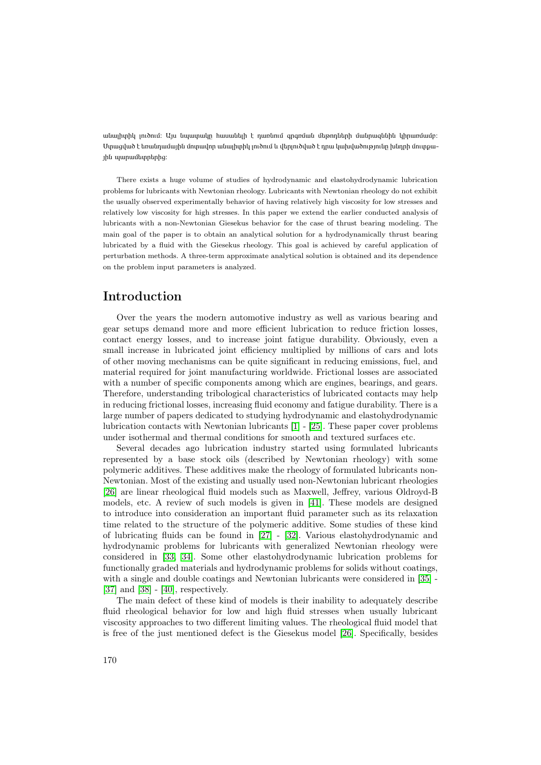անալիտիկ լուծում: Այս նպատակը հասանելի է դառնում գրգռման մեթոդների մանրազննին կիրառմամբ: Ստացված է եռանդամային մոտավոր անալիտիկ լուծում և վերլուծված է դրա կախվածությունը խնդրի մուտքային պարամետրերից:

There exists a huge volume of studies of hydrodynamic and elastohydrodynamic lubrication problems for lubricants with Newtonian rheology. Lubricants with Newtonian rheology do not exhibit the usually observed experimentally behavior of having relatively high viscosity for low stresses and relatively low viscosity for high stresses. In this paper we extend the earlier conducted analysis of lubricants with a non-Newtonian Giesekus behavior for the case of thrust bearing modeling. The main goal of the paper is to obtain an analytical solution for a hydrodynamically thrust bearing lubricated by a fluid with the Giesekus rheology. This goal is achieved by careful application of perturbation methods. A three-term approximate analytical solution is obtained and its dependence on the problem input parameters is analyzed.

## Introduction

Over the years the modern automotive industry as well as various bearing and gear setups demand more and more efficient lubrication to reduce friction losses, contact energy losses, and to increase joint fatigue durability. Obviously, even a small increase in lubricated joint efficiency multiplied by millions of cars and lots of other moving mechanisms can be quite significant in reducing emissions, fuel, and material required for joint manufacturing worldwide. Frictional losses are associated with a number of specific components among which are engines, bearings, and gears. Therefore, understanding tribological characteristics of lubricated contacts may help in reducing frictional losses, increasing fluid economy and fatigue durability. There is a large number of papers dedicated to studying hydrodynamic and elastohydrodynamic lubrication contacts with Newtonian lubricants [1] - [25]. These paper cover problems under isothermal and thermal conditions for smooth and textured surfaces etc.

Several decades ago lubrication industry started using formulated lubricants represented by a base stock oils (described by Newtonian rheology) with some polymeric additives. These additives make the rheology of formulated lubricants non-Newtonian. Most of the existing and usually used non-Newtonian lubricant rheologies [26] are linear rheological fluid models such as Maxwell, Jeffrey, various Oldroyd-B models, etc. A review of such models is given in [41]. These models are designed to introduce into consideration an important fluid parameter such as its relaxation time related to the structure of the polymeric additive. Some studies of these kind of lubricating fluids can be found in [27] - [32]. Various elastohydrodynamic and hydrodynamic problems for lubricants with generalized Newtonian rheology were considered in [33, 34]. Some other elastohydrodynamic lubrication problems for functionally graded materials and hydrodynamic problems for solids without coatings, with a single and double coatings and Newtonian lubricants were considered in [35] - [37] and [38] - [40], respectively.

The main defect of these kind of models is their inability to adequately describe fluid rheological behavior for low and high fluid stresses when usually lubricant viscosity approaches to two different limiting values. The rheological fluid model that is free of the just mentioned defect is the Giesekus model [26]. Specifically, besides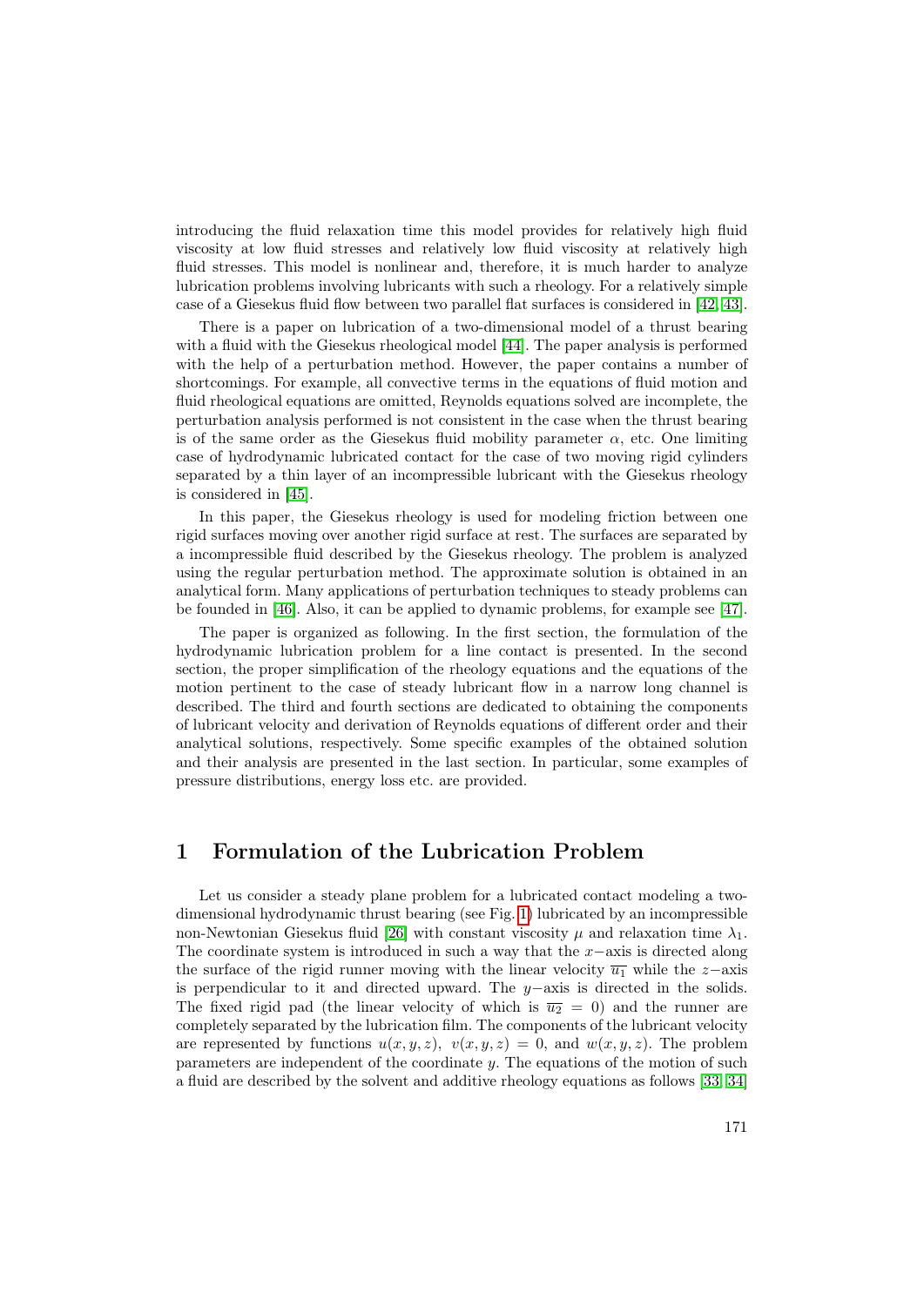introducing the fluid relaxation time this model provides for relatively high fluid viscosity at low fluid stresses and relatively low fluid viscosity at relatively high fluid stresses. This model is nonlinear and, therefore, it is much harder to analyze lubrication problems involving lubricants with such a rheology. For a relatively simple case of a Giesekus fluid flow between two parallel flat surfaces is considered in [42, 43].

There is a paper on lubrication of a two-dimensional model of a thrust bearing with a fluid with the Giesekus rheological model [44]. The paper analysis is performed with the help of a perturbation method. However, the paper contains a number of shortcomings. For example, all convective terms in the equations of fluid motion and fluid rheological equations are omitted, Reynolds equations solved are incomplete, the perturbation analysis performed is not consistent in the case when the thrust bearing is of the same order as the Giesekus fluid mobility parameter $\alpha$, etc. One limiting case of hydrodynamic lubricated contact for the case of two moving rigid cylinders separated by a thin layer of an incompressible lubricant with the Giesekus rheology is considered in [45].

In this paper, the Giesekus rheology is used for modeling friction between one rigid surfaces moving over another rigid surface at rest. The surfaces are separated by a incompressible fluid described by the Giesekus rheology. The problem is analyzed using the regular perturbation method. The approximate solution is obtained in an analytical form. Many applications of perturbation techniques to steady problems can be founded in [46]. Also, it can be applied to dynamic problems, for example see [47].

The paper is organized as following. In the first section, the formulation of the hydrodynamic lubrication problem for a line contact is presented. In the second section, the proper simplification of the rheology equations and the equations of the motion pertinent to the case of steady lubricant flow in a narrow long channel is described. The third and fourth sections are dedicated to obtaining the components of lubricant velocity and derivation of Reynolds equations of different order and their analytical solutions, respectively. Some specific examples of the obtained solution and their analysis are presented in the last section. In particular, some examples of pressure distributions, energy loss etc. are provided.

# 1 Formulation of the Lubrication Problem

Let us consider a steady plane problem for a lubricated contact modeling a two-dimensional hydrodynamic thrust bearing (see Fig. 1) lubricated by an incompressible non-Newtonian Giesekus fluid [26] with constant viscosity $\mu$ and relaxation time $\lambda_1$. The coordinate system is introduced in such a way that the $x-$axis is directed along the surface of the rigid runner moving with the linear velocity $\overline{u_1}$ while the $z-$axis is perpendicular to it and directed upward. The $y-$axis is directed in the solids. The fixed rigid pad (the linear velocity of which is $\overline{u_2} = 0$) and the runner are completely separated by the lubrication film. The components of the lubricant velocity are represented by functions $u(x, y, z)$, $v(x, y, z) = 0$, and $w(x, y, z)$. The problem parameters are independent of the coordinate $y$. The equations of the motion of such a fluid are described by the solvent and additive rheology equations as follows [33, 34]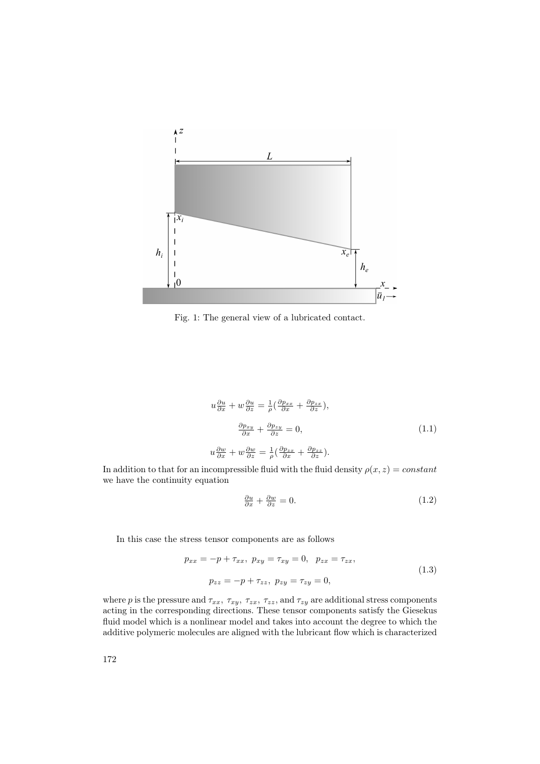Fig. 1: The general view of a lubricated contact.

$$u\frac{\partial u}{\partial x} + w\frac{\partial u}{\partial z} = \frac{1}{\rho}\left(\frac{\partial p_{xx}}{\partial x} + \frac{\partial p_{zx}}{\partial z}\right),$$

$$\frac{\partial p_{xy}}{\partial x} + \frac{\partial p_{zy}}{\partial z} = 0, \tag{1.1}$$

$$u\frac{\partial w}{\partial x} + w\frac{\partial w}{\partial z} = \frac{1}{\rho}\left(\frac{\partial p_{zx}}{\partial x} + \frac{\partial p_{zz}}{\partial z}\right).$$

In addition to that for an incompressible fluid with the fluid density $\rho(x, z) = constant$ we have the continuity equation

$$\frac{\partial u}{\partial x} + \frac{\partial w}{\partial z} = 0. \tag{1.2}$$

In this case the stress tensor components are as follows

$$p_{xx} = -p + \tau_{xx},\ p_{xy} = \tau_{xy} = 0,\ \ p_{zx} = \tau_{zx},$$
$$p_{zz} = -p + \tau_{zz},\ p_{zy} = \tau_{zy} = 0, \tag{1.3}$$

where $p$ is the pressure and $\tau_{xx},\ \tau_{xy},\ \tau_{zx},\ \tau_{zz}$, and $\tau_{zy}$ are additional stress components acting in the corresponding directions. These tensor components satisfy the Giesekus fluid model which is a nonlinear model and takes into account the degree to which the additive polymeric molecules are aligned with the lubricant flow which is characterized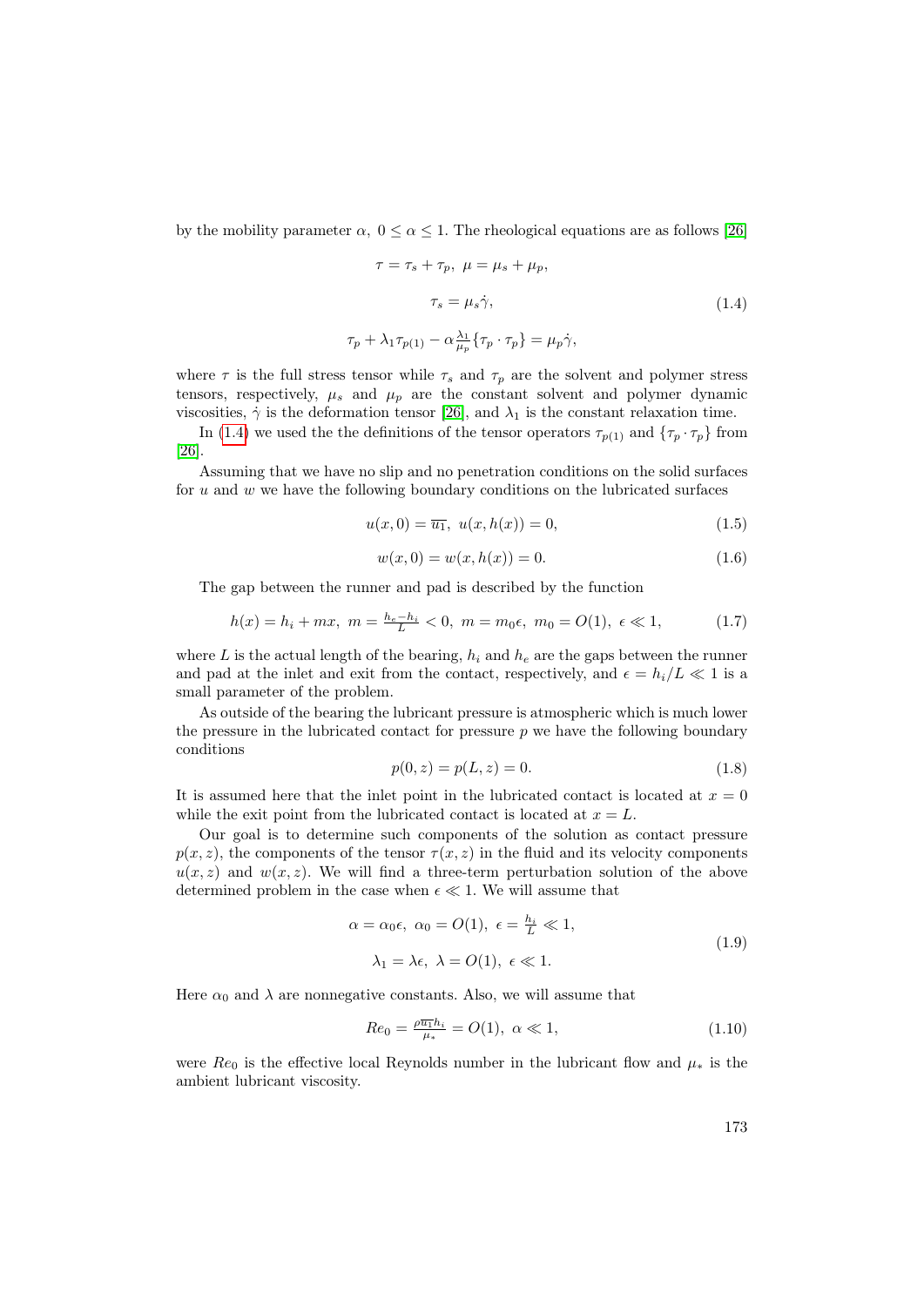by the mobility parameter $\alpha$, $0 \leq \alpha \leq 1$. The rheological equations are as follows [26]

$$
\begin{gathered}
\tau = \tau_s + \tau_p, \ \mu = \mu_s + \mu_p, \\
\tau_s = \mu_s \dot{\gamma}, \\
\tau_p + \lambda_1 \tau_{p(1)} - \alpha \frac{\lambda_1}{\mu_p} \{\tau_p \cdot \tau_p\} = \mu_p \dot{\gamma},
\end{gathered} \tag{1.4}
$$

where $\tau$ is the full stress tensor while $\tau_s$ and $\tau_p$ are the solvent and polymer stress tensors, respectively, $\mu_s$ and $\mu_p$ are the constant solvent and polymer dynamic viscosities, $\dot{\gamma}$ is the deformation tensor [26], and $\lambda_1$ is the constant relaxation time.

In (1.4) we used the the definitions of the tensor operators $\tau_{p(1)}$ and $\{\tau_p \cdot \tau_p\}$ from [26].

Assuming that we have no slip and no penetration conditions on the solid surfaces for $u$ and $w$ we have the following boundary conditions on the lubricated surfaces

$$
u(x, 0) = \overline{u_1}, \ u(x, h(x)) = 0, \tag{1.5}
$$

$$
w(x, 0) = w(x, h(x)) = 0. \tag{1.6}
$$

The gap between the runner and pad is described by the function

$$
h(x) = h_i + mx, \ m = \frac{h_e - h_i}{L} < 0, \ m = m_0 \epsilon, \ m_0 = O(1), \ \epsilon \ll 1, \tag{1.7}
$$

where $L$ is the actual length of the bearing, $h_i$ and $h_e$ are the gaps between the runner and pad at the inlet and exit from the contact, respectively, and $\epsilon = h_i/L \ll 1$ is a small parameter of the problem.

As outside of the bearing the lubricant pressure is atmospheric which is much lower the pressure in the lubricated contact for pressure $p$ we have the following boundary conditions

$$
p(0, z) = p(L, z) = 0. \tag{1.8}
$$

It is assumed here that the inlet point in the lubricated contact is located at $x = 0$ while the exit point from the lubricated contact is located at $x = L$.

Our goal is to determine such components of the solution as contact pressure $p(x, z)$, the components of the tensor $\tau(x, z)$ in the fluid and its velocity components $u(x, z)$ and $w(x, z)$. We will find a three-term perturbation solution of the above determined problem in the case when $\epsilon \ll 1$. We will assume that

$$
\begin{gathered}
\alpha = \alpha_0 \epsilon, \ \alpha_0 = O(1), \ \epsilon = \frac{h_i}{L} \ll 1, \\
\lambda_1 = \lambda \epsilon, \ \lambda = O(1), \ \epsilon \ll 1.
\end{gathered} \tag{1.9}
$$

Here $\alpha_0$ and $\lambda$ are nonnegative constants. Also, we will assume that

$$
Re_0 = \frac{\rho \overline{u_1} h_i}{\mu_*} = O(1), \ \alpha \ll 1, \tag{1.10}
$$

were $Re_0$ is the effective local Reynolds number in the lubricant flow and $\mu_*$ is the ambient lubricant viscosity.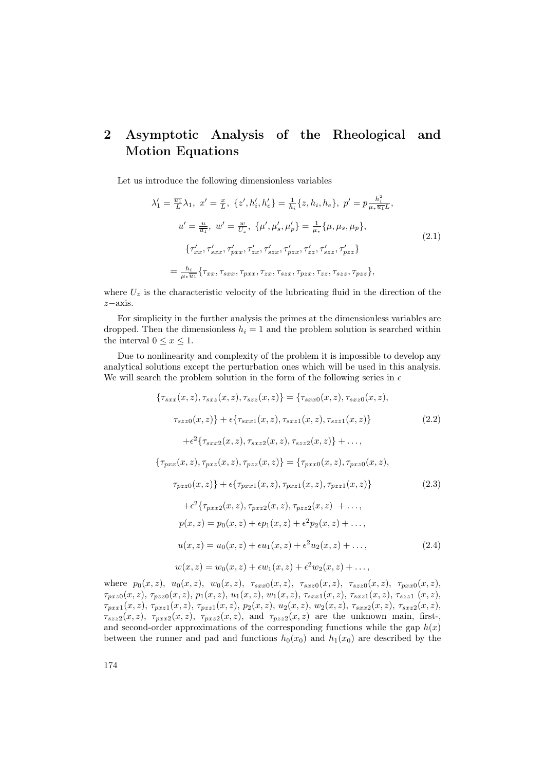## 2 Asymptotic Analysis of the Rheological and Motion Equations

Let us introduce the following dimensionless variables

$$
\begin{gathered}
\lambda_1' = \frac{\overline{u_1}}{L}\lambda_1,\ x' = \frac{x}{L},\ \{z', h_i', h_e'\} = \frac{1}{h_i}\{z, h_i, h_e\},\ p' = p\frac{h_i^2}{\mu_* \overline{u_1} L}, \\
u' = \frac{u}{\overline{u_1}},\ w' = \frac{w}{U_z},\ \{\mu', \mu_s', \mu_p'\} = \frac{1}{\mu_*}\{\mu, \mu_s, \mu_p\}, \\
\{\tau_{xx}', \tau_{sxx}', \tau_{pxx}', \tau_{zx}', \tau_{szx}', \tau_{pzx}', \tau_{zz}', \tau_{szz}', \tau_{pzz}'\} \\
= \frac{h_i}{\mu_* \overline{u_1}}\{\tau_{xx}, \tau_{sxx}, \tau_{pxx}, \tau_{zx}, \tau_{szx}, \tau_{pzx}, \tau_{zz}, \tau_{szz}, \tau_{pzz}\},
\end{gathered}
\tag{2.1}
$$

where $U_z$ is the characteristic velocity of the lubricating fluid in the direction of the $z-$axis.

For simplicity in the further analysis the primes at the dimensionless variables are dropped. Then the dimensionless $h_i = 1$ and the problem solution is searched within the interval $0 \leq x \leq 1$.

Due to nonlinearity and complexity of the problem it is impossible to develop any analytical solutions except the perturbation ones which will be used in this analysis. We will search the problem solution in the form of the following series in $\epsilon$

$$
\begin{gathered}
\{\tau_{sxx}(x,z), \tau_{sxz}(x,z), \tau_{szz}(x,z)\} = \{\tau_{sxx0}(x,z), \tau_{sxz0}(x,z), \\
\tau_{szz0}(x,z)\} + \epsilon\{\tau_{sxx1}(x,z), \tau_{sxz1}(x,z), \tau_{szz1}(x,z)\} \\
+\epsilon^2\{\tau_{sxx2}(x,z), \tau_{sxz2}(x,z), \tau_{szz2}(x,z)\} + \ldots,
\end{gathered}
\tag{2.2}
$$

$$
\begin{gathered}
\{\tau_{pxx}(x,z), \tau_{pxz}(x,z), \tau_{pzz}(x,z)\} = \{\tau_{pxx0}(x,z), \tau_{pxz0}(x,z), \\
\tau_{pzz0}(x,z)\} + \epsilon\{\tau_{pxx1}(x,z), \tau_{pxz1}(x,z), \tau_{pzz1}(x,z)\} \\
+\epsilon^2\{\tau_{pxx2}(x,z), \tau_{pxz2}(x,z), \tau_{pzz2}(x,z)\ + \ldots,
\end{gathered}
\tag{2.3}
$$

$$
\begin{gathered}
p(x,z) = p_0(x,z) + \epsilon p_1(x,z) + \epsilon^2 p_2(x,z) + \ldots, \\
u(x,z) = u_0(x,z) + \epsilon u_1(x,z) + \epsilon^2 u_2(x,z) + \ldots, \\
w(x,z) = w_0(x,z) + \epsilon w_1(x,z) + \epsilon^2 w_2(x,z) + \ldots,
\end{gathered}
\tag{2.4}
$$

where $p_0(x,z)$, $u_0(x,z)$, $w_0(x,z)$, $\tau_{sxx0}(x,z)$, $\tau_{sxz0}(x,z)$, $\tau_{szz0}(x,z)$, $\tau_{pxx0}(x,z)$, $\tau_{pxz0}(x,z)$, $\tau_{pzz0}(x,z)$, $p_1(x,z)$, $u_1(x,z)$, $w_1(x,z)$, $\tau_{sxx1}(x,z)$, $\tau_{sxz1}(x,z)$, $\tau_{szz1}\ (x,z)$, $\tau_{pxx1}(x,z)$, $\tau_{pxz1}(x,z)$, $\tau_{pzz1}(x,z)$, $p_2(x,z)$, $u_2(x,z)$, $w_2(x,z)$, $\tau_{sxx2}(x,z)$, $\tau_{sxz2}(x,z)$, $\tau_{szz2}(x,z)$, $\tau_{pxx2}(x,z)$, $\tau_{pxz2}(x,z)$, and $\tau_{pzz2}(x,z)$ are the unknown main, first-, and second-order approximations of the corresponding functions while the gap $h(x)$ between the runner and pad and functions $h_0(x_0)$ and $h_1(x_0)$ are described by the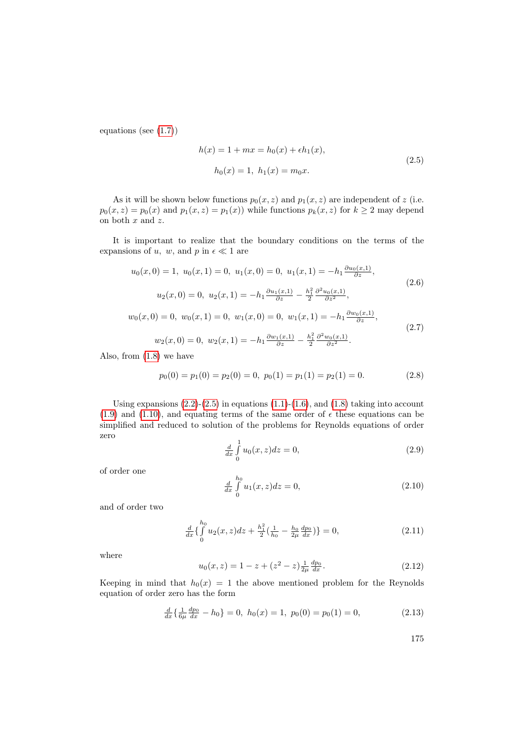equations (see (1.7))

$$h(x) = 1 + mx = h_0(x) + \epsilon h_1(x),$$
$$h_0(x) = 1, \ h_1(x) = m_0 x. \tag{2.5}$$

As it will be shown below functions $p_0(x,z)$ and $p_1(x,z)$ are independent of $z$ (i.e. $p_0(x,z) = p_0(x)$ and $p_1(x,z) = p_1(x)$) while functions $p_k(x,z)$ for $k \geq 2$ may depend on both $x$ and $z$.

It is important to realize that the boundary conditions on the terms of the expansions of $u$, $w$, and $p$ in $\epsilon \ll 1$ are

$$u_0(x,0) = 1, \ u_0(x,1) = 0, \ u_1(x,0) = 0, \ u_1(x,1) = -h_1 \frac{\partial u_0(x,1)}{\partial z},$$
$$u_2(x,0) = 0, \ u_2(x,1) = -h_1 \frac{\partial u_1(x,1)}{\partial z} - \frac{h_1^2}{2} \frac{\partial^2 u_0(x,1)}{\partial z^2}, \tag{2.6}$$

$$w_0(x,0) = 0, \ w_0(x,1) = 0, \ w_1(x,0) = 0, \ w_1(x,1) = -h_1 \frac{\partial w_0(x,1)}{\partial z},$$
$$w_2(x,0) = 0, \ w_2(x,1) = -h_1 \frac{\partial w_1(x,1)}{\partial z} - \frac{h_1^2}{2} \frac{\partial^2 w_0(x,1)}{\partial z^2}. \tag{2.7}$$

Also, from (1.8) we have

$$p_0(0) = p_1(0) = p_2(0) = 0, \ p_0(1) = p_1(1) = p_2(1) = 0. \tag{2.8}$$

Using expansions (2.2)-(2.5) in equations (1.1)-(1.6), and (1.8) taking into account (1.9) and (1.10), and equating terms of the same order of $\epsilon$ these equations can be simplified and reduced to solution of the problems for Reynolds equations of order zero

$$\frac{d}{dx} \int\limits_0^1 u_0(x,z) dz = 0, \tag{2.9}$$

of order one

$$\frac{d}{dx} \int\limits_0^{h_0} u_1(x,z) dz = 0, \tag{2.10}$$

and of order two

$$\frac{d}{dx} \Big\{ \int\limits_0^{h_0} u_2(x,z) dz + \frac{h_1^2}{2} \Big( \frac{1}{h_0} - \frac{h_0}{2\mu} \frac{dp_0}{dx} \Big) \Big\} = 0, \tag{2.11}$$

where

$$u_0(x,z) = 1 - z + (z^2 - z) \frac{1}{2\mu} \frac{dp_0}{dx}. \tag{2.12}$$

Keeping in mind that $h_0(x) = 1$ the above mentioned problem for the Reynolds equation of order zero has the form

$$\frac{d}{dx} \Big\{ \frac{1}{6\mu} \frac{dp_0}{dx} - h_0 \Big\} = 0, \ h_0(x) = 1, \ p_0(0) = p_0(1) = 0, \tag{2.13}$$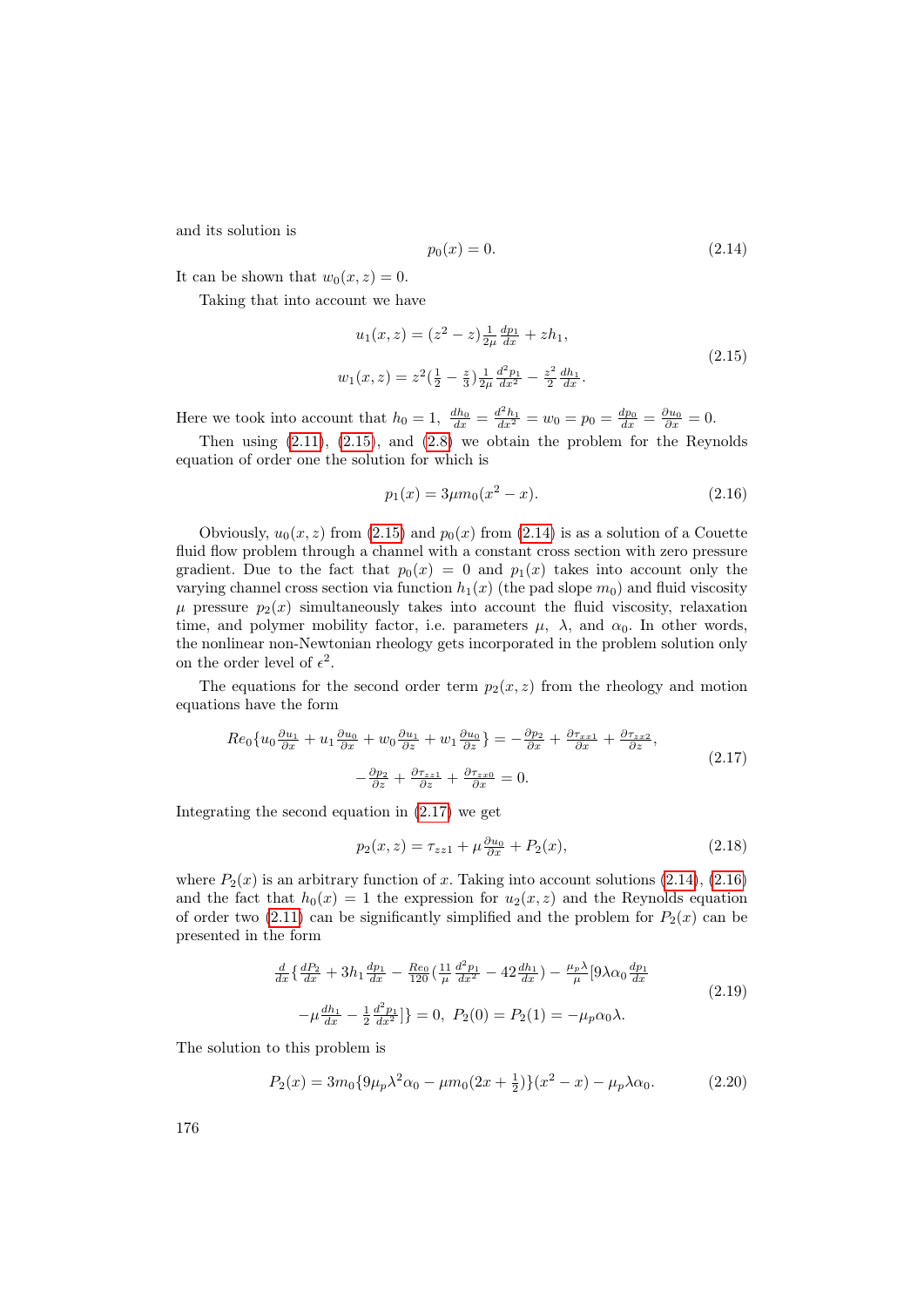and its solution is

$$p_0(x) = 0. \tag{2.14}$$

It can be shown that $w_0(x,z) = 0$.

Taking that into account we have

$$\begin{aligned} u_1(x,z) &= (z^2 - z)\tfrac{1}{2\mu}\tfrac{dp_1}{dx} + zh_1, \\ w_1(x,z) &= z^2(\tfrac{1}{2} - \tfrac{z}{3})\tfrac{1}{2\mu}\tfrac{d^2p_1}{dx^2} - \tfrac{z^2}{2}\tfrac{dh_1}{dx}. \end{aligned} \tag{2.15}$$

Here we took into account that $h_0 = 1,\ \frac{dh_0}{dx} = \frac{d^2h_1}{dx^2} = w_0 = p_0 = \frac{dp_0}{dx} = \frac{\partial u_0}{\partial x} = 0$.

Then using (2.11), (2.15), and (2.8) we obtain the problem for the Reynolds equation of order one the solution for which is

$$p_1(x) = 3\mu m_0(x^2 - x). \tag{2.16}$$

Obviously, $u_0(x,z)$ from (2.15) and $p_0(x)$ from (2.14) is as a solution of a Couette fluid flow problem through a channel with a constant cross section with zero pressure gradient. Due to the fact that $p_0(x) = 0$ and $p_1(x)$ takes into account only the varying channel cross section via function $h_1(x)$ (the pad slope $m_0$) and fluid viscosity $\mu$ pressure $p_2(x)$ simultaneously takes into account the fluid viscosity, relaxation time, and polymer mobility factor, i.e. parameters $\mu$, $\lambda$, and $\alpha_0$. In other words, the nonlinear non-Newtonian rheology gets incorporated in the problem solution only on the order level of $\epsilon^2$.

The equations for the second order term $p_2(x,z)$ from the rheology and motion equations have the form

$$\begin{aligned} Re_0\{u_0\tfrac{\partial u_1}{\partial x} + u_1\tfrac{\partial u_0}{\partial x} + w_0\tfrac{\partial u_1}{\partial z} + w_1\tfrac{\partial u_0}{\partial z}\} &= -\tfrac{\partial p_2}{\partial x} + \tfrac{\partial \tau_{xx1}}{\partial x} + \tfrac{\partial \tau_{zx2}}{\partial z}, \\ -\tfrac{\partial p_2}{\partial z} + \tfrac{\partial \tau_{zz1}}{\partial z} + \tfrac{\partial \tau_{zx0}}{\partial x} &= 0. \end{aligned} \tag{2.17}$$

Integrating the second equation in (2.17) we get

$$p_2(x,z) = \tau_{zz1} + \mu\tfrac{\partial u_0}{\partial x} + P_2(x), \tag{2.18}$$

where $P_2(x)$ is an arbitrary function of $x$. Taking into account solutions (2.14), (2.16) and the fact that $h_0(x) = 1$ the expression for $u_2(x,z)$ and the Reynolds equation of order two (2.11) can be significantly simplified and the problem for $P_2(x)$ can be presented in the form

$$\begin{aligned} &\tfrac{d}{dx}\{\tfrac{dP_2}{dx} + 3h_1\tfrac{dp_1}{dx} - \tfrac{Re_0}{120}(\tfrac{11}{\mu}\tfrac{d^2p_1}{dx^2} - 42\tfrac{dh_1}{dx}) - \tfrac{\mu_p\lambda}{\mu}[9\lambda\alpha_0\tfrac{dp_1}{dx} \\ &-\mu\tfrac{dh_1}{dx} - \tfrac{1}{2}\tfrac{d^2p_1}{dx^2}]\} = 0,\ P_2(0) = P_2(1) = -\mu_p\alpha_0\lambda. \end{aligned} \tag{2.19}$$

The solution to this problem is

$$P_2(x) = 3m_0\{9\mu_p\lambda^2\alpha_0 - \mu m_0(2x + \tfrac{1}{2})\}(x^2 - x) - \mu_p\lambda\alpha_0. \tag{2.20}$$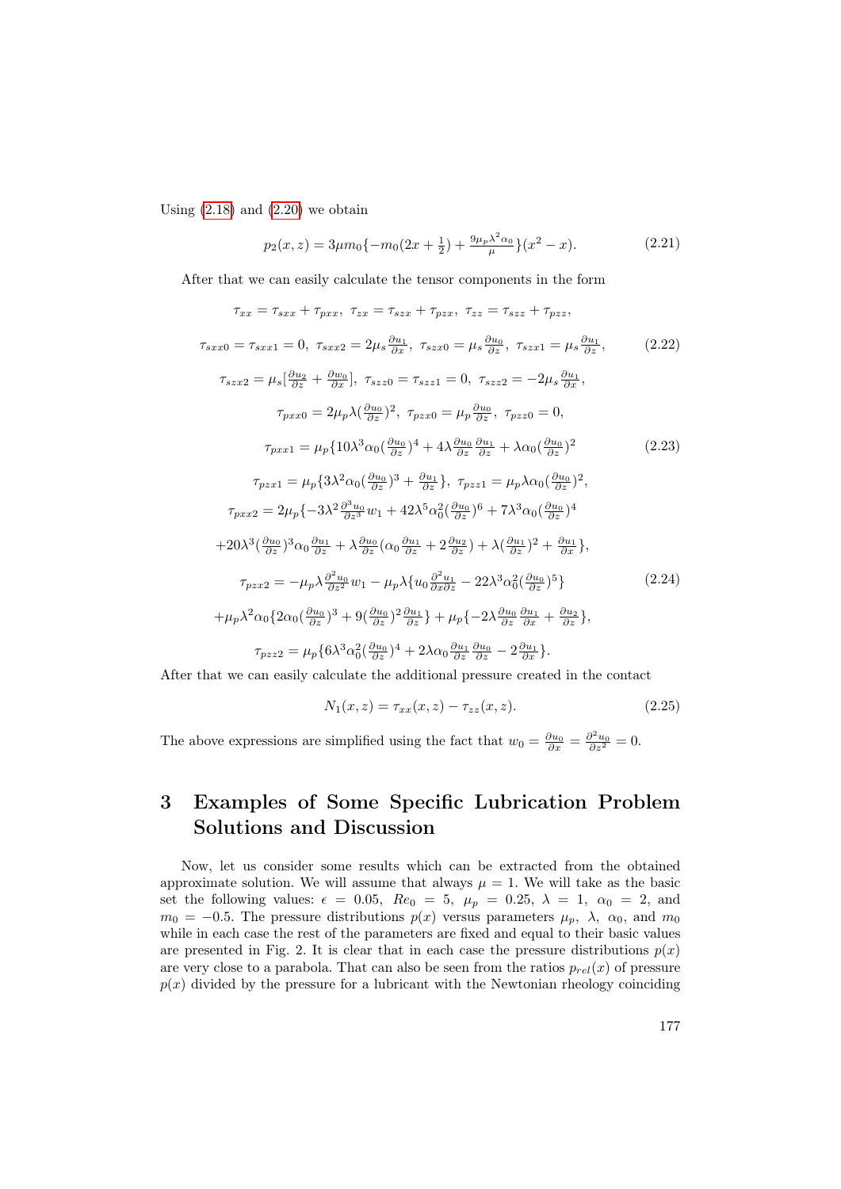Using (2.18) and (2.20) we obtain

$$p_2(x,z) = 3\mu m_0\{-m_0(2x+\tfrac{1}{2}) + \tfrac{9\mu_p\lambda^2\alpha_0}{\mu}\}(x^2-x). \tag{2.21}$$

After that we can easily calculate the tensor components in the form

$$\tau_{xx} = \tau_{sxx} + \tau_{pxx},\ \tau_{zx} = \tau_{szx} + \tau_{pzx},\ \tau_{zz} = \tau_{szz} + \tau_{pzz},$$

$$\tau_{sxx0} = \tau_{sxx1} = 0,\ \tau_{sxx2} = 2\mu_s\tfrac{\partial u_1}{\partial x},\ \tau_{szx0} = \mu_s\tfrac{\partial u_0}{\partial z},\ \tau_{szx1} = \mu_s\tfrac{\partial u_1}{\partial z}, \tag{2.22}$$

$$\tau_{szx2} = \mu_s[\tfrac{\partial u_2}{\partial z} + \tfrac{\partial w_0}{\partial x}],\ \tau_{szz0} = \tau_{szz1} = 0,\ \tau_{szz2} = -2\mu_s\tfrac{\partial u_1}{\partial x},$$

$$\tau_{pxx0} = 2\mu_p\lambda(\tfrac{\partial u_0}{\partial z})^2,\ \tau_{pzx0} = \mu_p\tfrac{\partial u_0}{\partial z},\ \tau_{pzz0} = 0,$$

$$\tau_{pxx1} = \mu_p\{10\lambda^3\alpha_0(\tfrac{\partial u_0}{\partial z})^4 + 4\lambda\tfrac{\partial u_0}{\partial z}\tfrac{\partial u_1}{\partial z} + \lambda\alpha_0(\tfrac{\partial u_0}{\partial z})^2 \tag{2.23}$$

$$\tau_{pzx1} = \mu_p\{3\lambda^2\alpha_0(\tfrac{\partial u_0}{\partial z})^3 + \tfrac{\partial u_1}{\partial z}\},\ \tau_{pzz1} = \mu_p\lambda\alpha_0(\tfrac{\partial u_0}{\partial z})^2,$$

$$\tau_{pxx2} = 2\mu_p\{-3\lambda^2\tfrac{\partial^3 u_0}{\partial z^3}w_1 + 42\lambda^5\alpha_0^2(\tfrac{\partial u_0}{\partial z})^6 + 7\lambda^3\alpha_0(\tfrac{\partial u_0}{\partial z})^4$$

$$+20\lambda^3(\tfrac{\partial u_0}{\partial z})^3\alpha_0\tfrac{\partial u_1}{\partial z} + \lambda\tfrac{\partial u_0}{\partial z}(\alpha_0\tfrac{\partial u_1}{\partial z} + 2\tfrac{\partial u_2}{\partial z}) + \lambda(\tfrac{\partial u_1}{\partial z})^2 + \tfrac{\partial u_1}{\partial x}\},$$

$$\tau_{pzx2} = -\mu_p\lambda\tfrac{\partial^2 u_0}{\partial z^2}w_1 - \mu_p\lambda\{u_0\tfrac{\partial^2 u_1}{\partial x\partial z} - 22\lambda^3\alpha_0^2(\tfrac{\partial u_0}{\partial z})^5\} \tag{2.24}$$

$$+\mu_p\lambda^2\alpha_0\{2\alpha_0(\tfrac{\partial u_0}{\partial z})^3 + 9(\tfrac{\partial u_0}{\partial z})^2\tfrac{\partial u_1}{\partial z}\} + \mu_p\{-2\lambda\tfrac{\partial u_0}{\partial z}\tfrac{\partial u_1}{\partial x} + \tfrac{\partial u_2}{\partial z}\},$$

$$\tau_{pzz2} = \mu_p\{6\lambda^3\alpha_0^2(\tfrac{\partial u_0}{\partial z})^4 + 2\lambda\alpha_0\tfrac{\partial u_1}{\partial z}\tfrac{\partial u_0}{\partial z} - 2\tfrac{\partial u_1}{\partial x}\}.$$

After that we can easily calculate the additional pressure created in the contact

$$N_1(x,z) = \tau_{xx}(x,z) - \tau_{zz}(x,z). \tag{2.25}$$

The above expressions are simplified using the fact that $w_0 = \frac{\partial u_0}{\partial x} = \frac{\partial^2 u_0}{\partial z^2} = 0$.

# 3 Examples of Some Specific Lubrication Problem Solutions and Discussion

Now, let us consider some results which can be extracted from the obtained approximate solution. We will assume that always $\mu = 1$. We will take as the basic set the following values: $\epsilon = 0.05$, $Re_0 = 5$, $\mu_p = 0.25$, $\lambda = 1$, $\alpha_0 = 2$, and $m_0 = -0.5$. The pressure distributions $p(x)$ versus parameters $\mu_p$, $\lambda$, $\alpha_0$, and $m_0$ while in each case the rest of the parameters are fixed and equal to their basic values are presented in Fig. 2. It is clear that in each case the pressure distributions $p(x)$ are very close to a parabola. That can also be seen from the ratios $p_{rel}(x)$ of pressure $p(x)$ divided by the pressure for a lubricant with the Newtonian rheology coinciding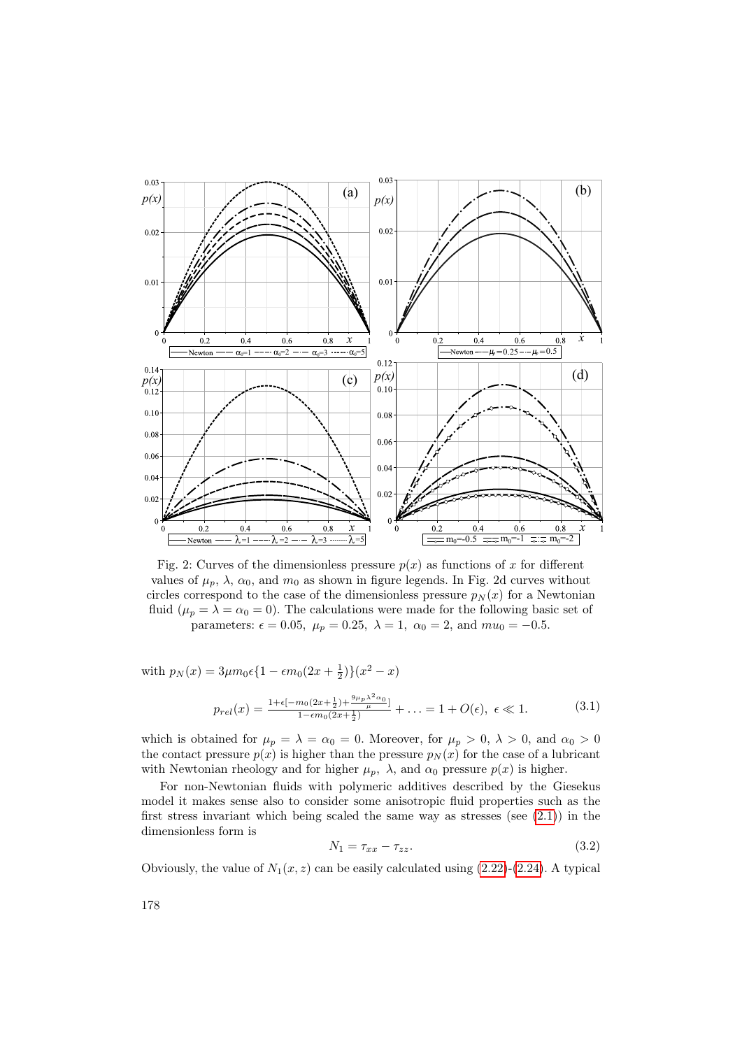Fig. 2: Curves of the dimensionless pressure $p(x)$ as functions of $x$ for different values of $\mu_p$, $\lambda$, $\alpha_0$, and $m_0$ as shown in figure legends. In Fig. 2d curves without circles correspond to the case of the dimensionless pressure $p_N(x)$ for a Newtonian fluid ($\mu_p = \lambda = \alpha_0 = 0$). The calculations were made for the following basic set of parameters: $\epsilon = 0.05$, $\mu_p = 0.25$, $\lambda = 1$, $\alpha_0 = 2$, and $mu_0 = -0.5$.

with $p_N(x) = 3\mu m_0 \epsilon\{1 - \epsilon m_0(2x + \frac{1}{2})\}(x^2 - x)$

$$p_{rel}(x) = \frac{1+\epsilon[-m_0(2x+\frac{1}{2})+\frac{9\mu_p\lambda^2\alpha_0}{\mu}]}{1-\epsilon m_0(2x+\frac{1}{2})} + \ldots = 1 + O(\epsilon),\ \epsilon \ll 1. \tag{3.1}$$

which is obtained for $\mu_p = \lambda = \alpha_0 = 0$. Moreover, for $\mu_p > 0$, $\lambda > 0$, and $\alpha_0 > 0$ the contact pressure $p(x)$ is higher than the pressure $p_N(x)$ for the case of a lubricant with Newtonian rheology and for higher $\mu_p$, $\lambda$, and $\alpha_0$ pressure $p(x)$ is higher.

For non-Newtonian fluids with polymeric additives described by the Giesekus model it makes sense also to consider some anisotropic fluid properties such as the first stress invariant which being scaled the same way as stresses (see (2.1)) in the dimensionless form is

$$N_1 = \tau_{xx} - \tau_{zz}. \tag{3.2}$$

Obviously, the value of $N_1(x, z)$ can be easily calculated using (2.22)-(2.24). A typical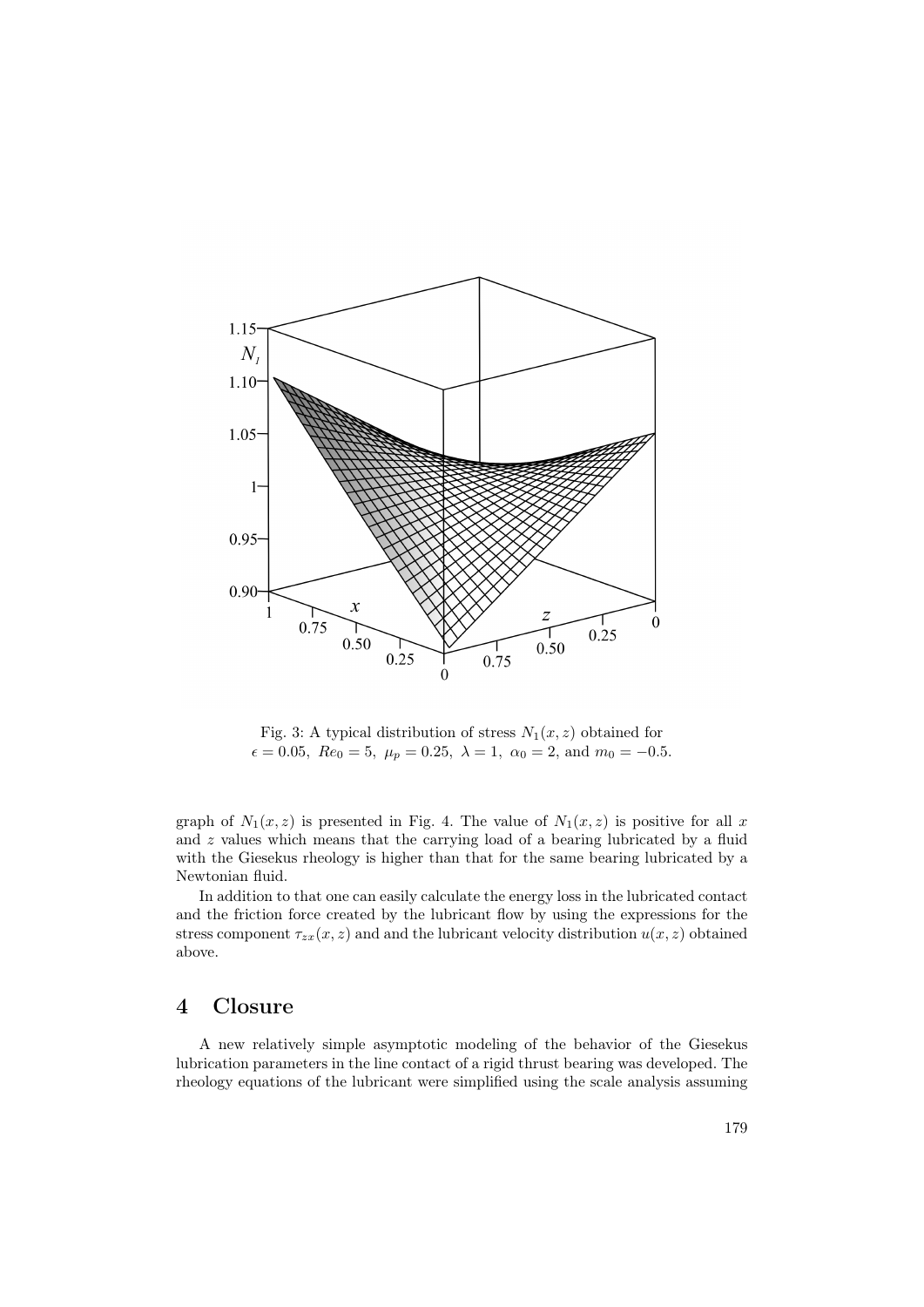Fig. 3: A typical distribution of stress $N_1(x, z)$ obtained for $\epsilon = 0.05,\ Re_0 = 5,\ \mu_p = 0.25,\ \lambda = 1,\ \alpha_0 = 2$, and $m_0 = -0.5$.

graph of $N_1(x, z)$ is presented in Fig. 4. The value of $N_1(x, z)$ is positive for all $x$ and $z$ values which means that the carrying load of a bearing lubricated by a fluid with the Giesekus rheology is higher than that for the same bearing lubricated by a Newtonian fluid.

In addition to that one can easily calculate the energy loss in the lubricated contact and the friction force created by the lubricant flow by using the expressions for the stress component $\tau_{zx}(x, z)$ and and the lubricant velocity distribution $u(x, z)$ obtained above.

# 4 Closure

A new relatively simple asymptotic modeling of the behavior of the Giesekus lubrication parameters in the line contact of a rigid thrust bearing was developed. The rheology equations of the lubricant were simplified using the scale analysis assuming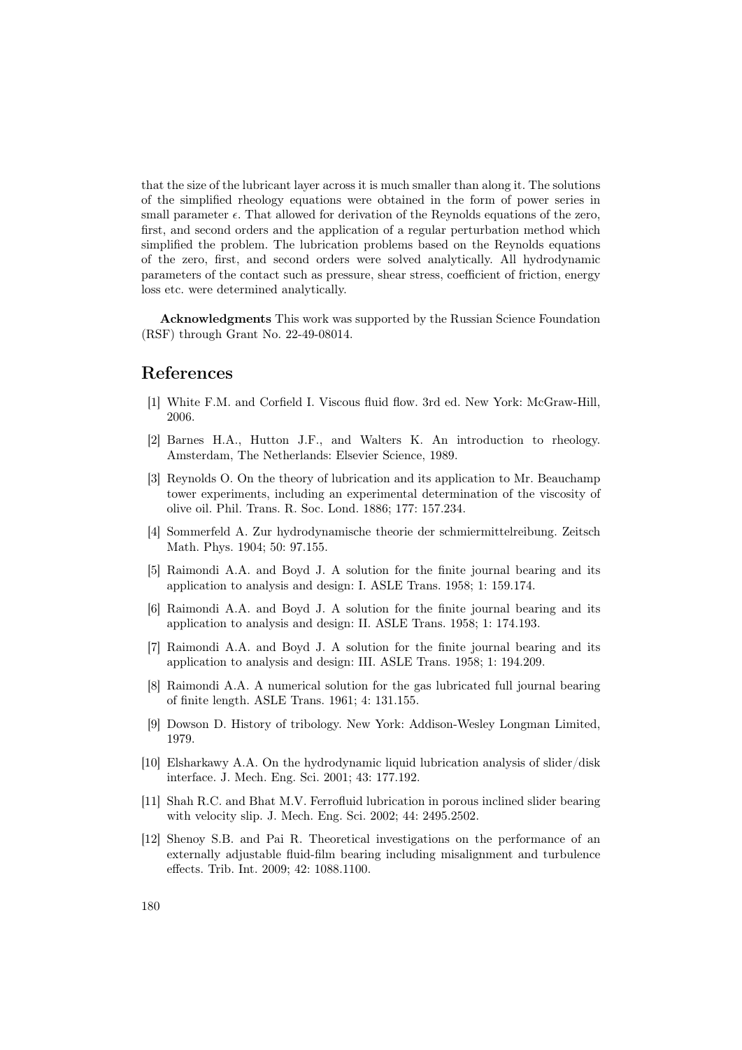that the size of the lubricant layer across it is much smaller than along it. The solutions of the simplified rheology equations were obtained in the form of power series in small parameter $\epsilon$. That allowed for derivation of the Reynolds equations of the zero, first, and second orders and the application of a regular perturbation method which simplified the problem. The lubrication problems based on the Reynolds equations of the zero, first, and second orders were solved analytically. All hydrodynamic parameters of the contact such as pressure, shear stress, coefficient of friction, energy loss etc. were determined analytically.

**Acknowledgments** This work was supported by the Russian Science Foundation (RSF) through Grant No. 22-49-08014.

## References

[1] White F.M. and Corfield I. Viscous fluid flow. 3rd ed. New York: McGraw-Hill, 2006.

[2] Barnes H.A., Hutton J.F., and Walters K. An introduction to rheology. Amsterdam, The Netherlands: Elsevier Science, 1989.

[3] Reynolds O. On the theory of lubrication and its application to Mr. Beauchamp tower experiments, including an experimental determination of the viscosity of olive oil. Phil. Trans. R. Soc. Lond. 1886; 177: 157.234.

[4] Sommerfeld A. Zur hydrodynamische theorie der schmiermittelreibung. Zeitsch Math. Phys. 1904; 50: 97.155.

[5] Raimondi A.A. and Boyd J. A solution for the finite journal bearing and its application to analysis and design: I. ASLE Trans. 1958; 1: 159.174.

[6] Raimondi A.A. and Boyd J. A solution for the finite journal bearing and its application to analysis and design: II. ASLE Trans. 1958; 1: 174.193.

[7] Raimondi A.A. and Boyd J. A solution for the finite journal bearing and its application to analysis and design: III. ASLE Trans. 1958; 1: 194.209.

[8] Raimondi A.A. A numerical solution for the gas lubricated full journal bearing of finite length. ASLE Trans. 1961; 4: 131.155.

[9] Dowson D. History of tribology. New York: Addison-Wesley Longman Limited, 1979.

[10] Elsharkawy A.A. On the hydrodynamic liquid lubrication analysis of slider/disk interface. J. Mech. Eng. Sci. 2001; 43: 177.192.

[11] Shah R.C. and Bhat M.V. Ferrofluid lubrication in porous inclined slider bearing with velocity slip. J. Mech. Eng. Sci. 2002; 44: 2495.2502.

[12] Shenoy S.B. and Pai R. Theoretical investigations on the performance of an externally adjustable fluid-film bearing including misalignment and turbulence effects. Trib. Int. 2009; 42: 1088.1100.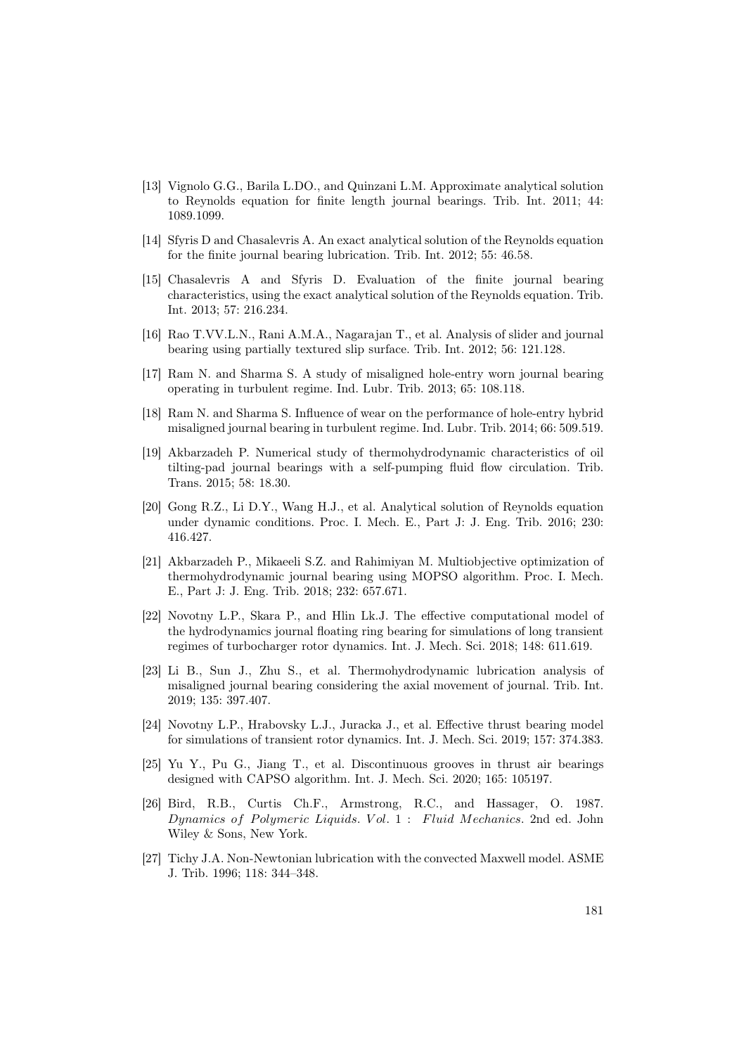[13] Vignolo G.G., Barila L.DO., and Quinzani L.M. Approximate analytical solution to Reynolds equation for finite length journal bearings. Trib. Int. 2011; 44: 1089.1099.

[14] Sfyris D and Chasalevris A. An exact analytical solution of the Reynolds equation for the finite journal bearing lubrication. Trib. Int. 2012; 55: 46.58.

[15] Chasalevris A and Sfyris D. Evaluation of the finite journal bearing characteristics, using the exact analytical solution of the Reynolds equation. Trib. Int. 2013; 57: 216.234.

[16] Rao T.VV.L.N., Rani A.M.A., Nagarajan T., et al. Analysis of slider and journal bearing using partially textured slip surface. Trib. Int. 2012; 56: 121.128.

[17] Ram N. and Sharma S. A study of misaligned hole-entry worn journal bearing operating in turbulent regime. Ind. Lubr. Trib. 2013; 65: 108.118.

[18] Ram N. and Sharma S. Influence of wear on the performance of hole-entry hybrid misaligned journal bearing in turbulent regime. Ind. Lubr. Trib. 2014; 66: 509.519.

[19] Akbarzadeh P. Numerical study of thermohydrodynamic characteristics of oil tilting-pad journal bearings with a self-pumping fluid flow circulation. Trib. Trans. 2015; 58: 18.30.

[20] Gong R.Z., Li D.Y., Wang H.J., et al. Analytical solution of Reynolds equation under dynamic conditions. Proc. I. Mech. E., Part J: J. Eng. Trib. 2016; 230: 416.427.

[21] Akbarzadeh P., Mikaeeli S.Z. and Rahimiyan M. Multiobjective optimization of thermohydrodynamic journal bearing using MOPSO algorithm. Proc. I. Mech. E., Part J: J. Eng. Trib. 2018; 232: 657.671.

[22] Novotny L.P., Skara P., and Hlin Lk.J. The effective computational model of the hydrodynamics journal floating ring bearing for simulations of long transient regimes of turbocharger rotor dynamics. Int. J. Mech. Sci. 2018; 148: 611.619.

[23] Li B., Sun J., Zhu S., et al. Thermohydrodynamic lubrication analysis of misaligned journal bearing considering the axial movement of journal. Trib. Int. 2019; 135: 397.407.

[24] Novotny L.P., Hrabovsky L.J., Juracka J., et al. Effective thrust bearing model for simulations of transient rotor dynamics. Int. J. Mech. Sci. 2019; 157: 374.383.

[25] Yu Y., Pu G., Jiang T., et al. Discontinuous grooves in thrust air bearings designed with CAPSO algorithm. Int. J. Mech. Sci. 2020; 165: 105197.

[26] Bird, R.B., Curtis Ch.F., Armstrong, R.C., and Hassager, O. 1987. *Dynamics of Polymeric Liquids. Vol. 1 : Fluid Mechanics.* 2nd ed. John Wiley & Sons, New York.

[27] Tichy J.A. Non-Newtonian lubrication with the convected Maxwell model. ASME J. Trib. 1996; 118: 344–348.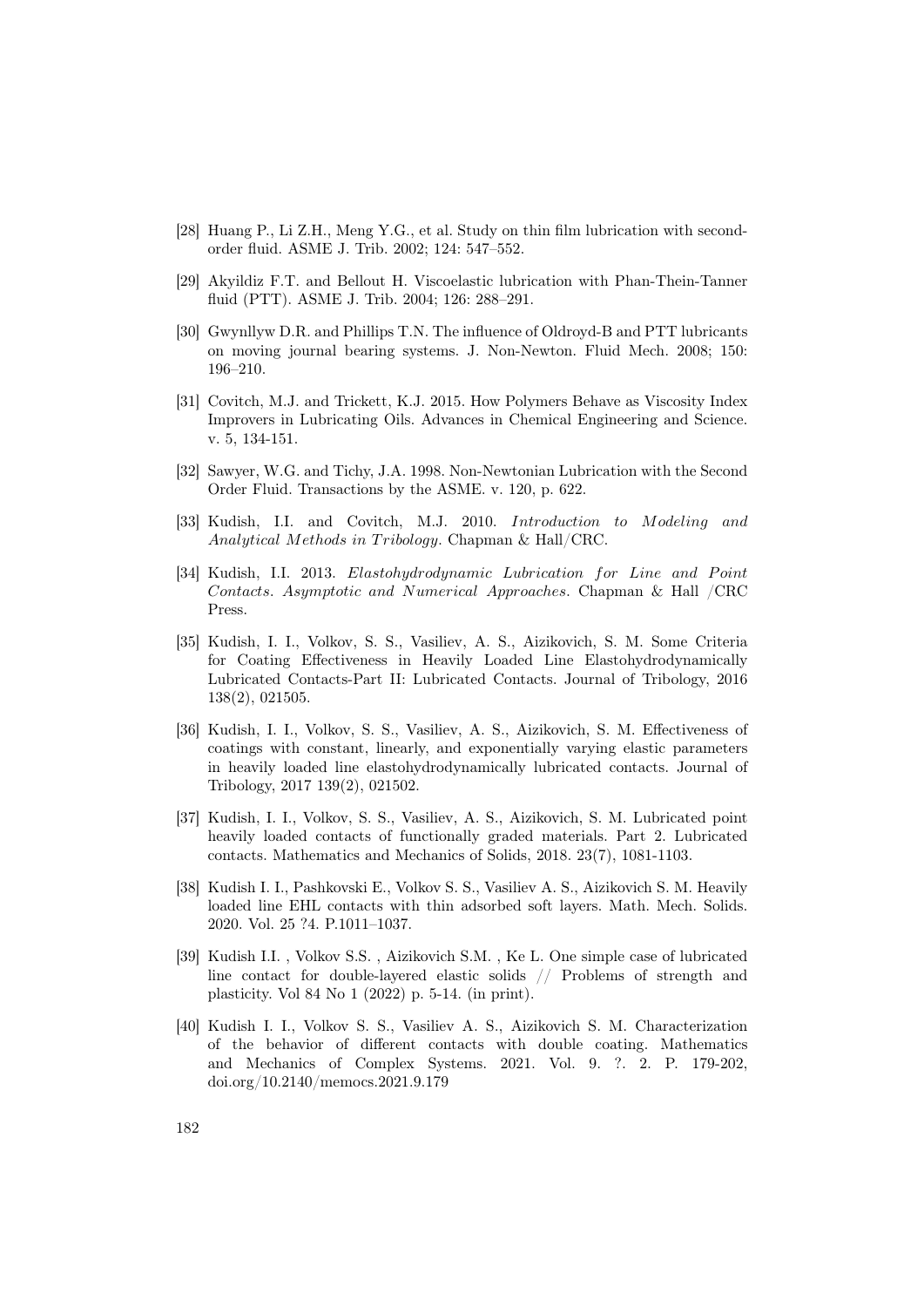[28] Huang P., Li Z.H., Meng Y.G., et al. Study on thin film lubrication with second-order fluid. ASME J. Trib. 2002; 124: 547–552.

[29] Akyildiz F.T. and Bellout H. Viscoelastic lubrication with Phan-Thein-Tanner fluid (PTT). ASME J. Trib. 2004; 126: 288–291.

[30] Gwynllyw D.R. and Phillips T.N. The influence of Oldroyd-B and PTT lubricants on moving journal bearing systems. J. Non-Newton. Fluid Mech. 2008; 150: 196–210.

[31] Covitch, M.J. and Trickett, K.J. 2015. How Polymers Behave as Viscosity Index Improvers in Lubricating Oils. Advances in Chemical Engineering and Science. v. 5, 134-151.

[32] Sawyer, W.G. and Tichy, J.A. 1998. Non-Newtonian Lubrication with the Second Order Fluid. Transactions by the ASME. v. 120, p. 622.

[33] Kudish, I.I. and Covitch, M.J. 2010. *Introduction to Modeling and Analytical Methods in Tribology*. Chapman & Hall/CRC.

[34] Kudish, I.I. 2013. *Elastohydrodynamic Lubrication for Line and Point Contacts. Asymptotic and Numerical Approaches*. Chapman & Hall /CRC Press.

[35] Kudish, I. I., Volkov, S. S., Vasiliev, A. S., Aizikovich, S. M. Some Criteria for Coating Effectiveness in Heavily Loaded Line Elastohydrodynamically Lubricated Contacts-Part II: Lubricated Contacts. Journal of Tribology, 2016 138(2), 021505.

[36] Kudish, I. I., Volkov, S. S., Vasiliev, A. S., Aizikovich, S. M. Effectiveness of coatings with constant, linearly, and exponentially varying elastic parameters in heavily loaded line elastohydrodynamically lubricated contacts. Journal of Tribology, 2017 139(2), 021502.

[37] Kudish, I. I., Volkov, S. S., Vasiliev, A. S., Aizikovich, S. M. Lubricated point heavily loaded contacts of functionally graded materials. Part 2. Lubricated contacts. Mathematics and Mechanics of Solids, 2018. 23(7), 1081-1103.

[38] Kudish I. I., Pashkovski E., Volkov S. S., Vasiliev A. S., Aizikovich S. M. Heavily loaded line EHL contacts with thin adsorbed soft layers. Math. Mech. Solids. 2020. Vol. 25 ?4. P.1011–1037.

[39] Kudish I.I. , Volkov S.S. , Aizikovich S.M. , Ke L. One simple case of lubricated line contact for double-layered elastic solids // Problems of strength and plasticity. Vol 84 No 1 (2022) p. 5-14. (in print).

[40] Kudish I. I., Volkov S. S., Vasiliev A. S., Aizikovich S. M. Characterization of the behavior of different contacts with double coating. Mathematics and Mechanics of Complex Systems. 2021. Vol. 9. ?. 2. P. 179-202, doi.org/10.2140/memocs.2021.9.179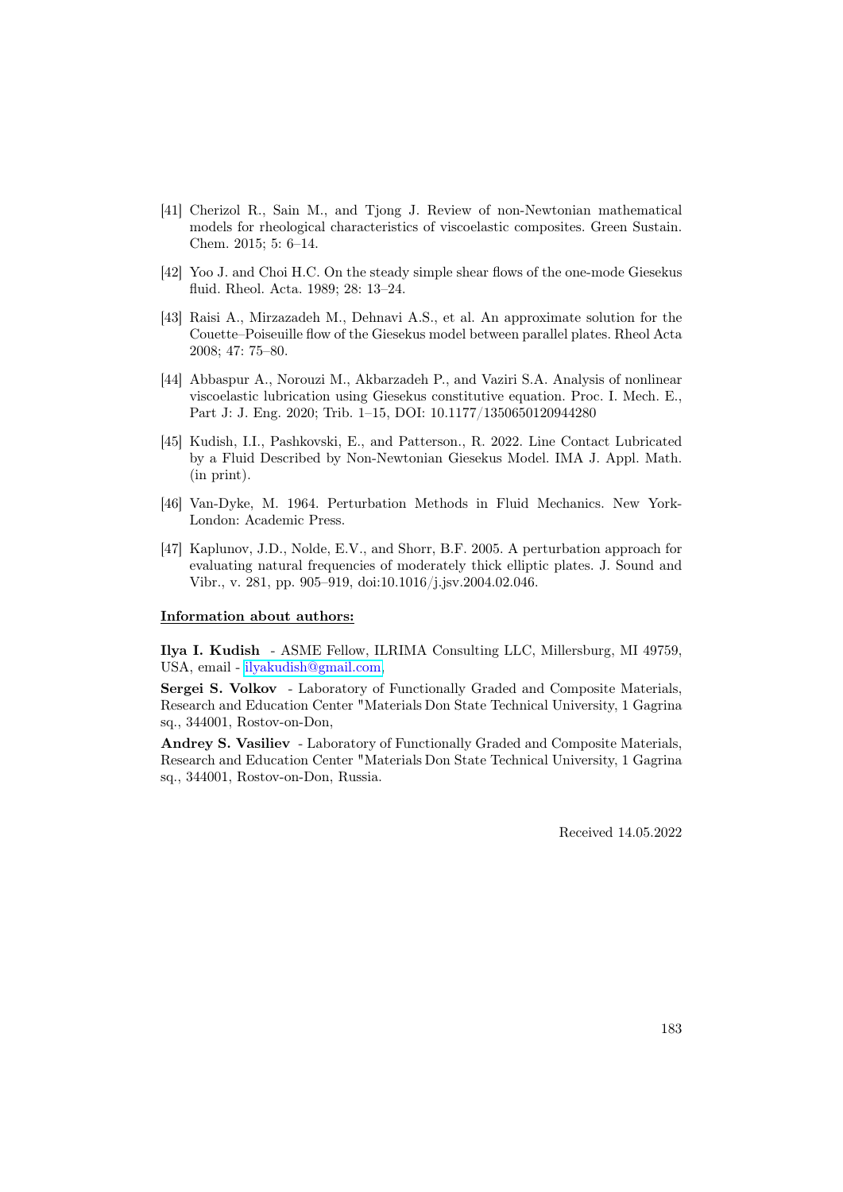[41] Cherizol R., Sain M., and Tjong J. Review of non-Newtonian mathematical models for rheological characteristics of viscoelastic composites. Green Sustain. Chem. 2015; 5: 6–14.

[42] Yoo J. and Choi H.C. On the steady simple shear flows of the one-mode Giesekus fluid. Rheol. Acta. 1989; 28: 13–24.

[43] Raisi A., Mirzazadeh M., Dehnavi A.S., et al. An approximate solution for the Couette–Poiseuille flow of the Giesekus model between parallel plates. Rheol Acta 2008; 47: 75–80.

[44] Abbaspur A., Norouzi M., Akbarzadeh P., and Vaziri S.A. Analysis of nonlinear viscoelastic lubrication using Giesekus constitutive equation. Proc. I. Mech. E., Part J: J. Eng. 2020; Trib. 1–15, DOI: 10.1177/1350650120944280

[45] Kudish, I.I., Pashkovski, E., and Patterson., R. 2022. Line Contact Lubricated by a Fluid Described by Non-Newtonian Giesekus Model. IMA J. Appl. Math. (in print).

[46] Van-Dyke, M. 1964. Perturbation Methods in Fluid Mechanics. New York-London: Academic Press.

[47] Kaplunov, J.D., Nolde, E.V., and Shorr, B.F. 2005. A perturbation approach for evaluating natural frequencies of moderately thick elliptic plates. J. Sound and Vibr., v. 281, pp. 905–919, doi:10.1016/j.jsv.2004.02.046.

**Information about authors:**

**Ilya I. Kudish** - ASME Fellow, ILRIMA Consulting LLC, Millersburg, MI 49759, USA, email - ilyakudish@gmail.com,

**Sergei S. Volkov** - Laboratory of Functionally Graded and Composite Materials, Research and Education Center "Materials Don State Technical University, 1 Gagrina sq., 344001, Rostov-on-Don,

**Andrey S. Vasiliev** - Laboratory of Functionally Graded and Composite Materials, Research and Education Center "Materials Don State Technical University, 1 Gagrina sq., 344001, Rostov-on-Don, Russia.

Received 14.05.2022